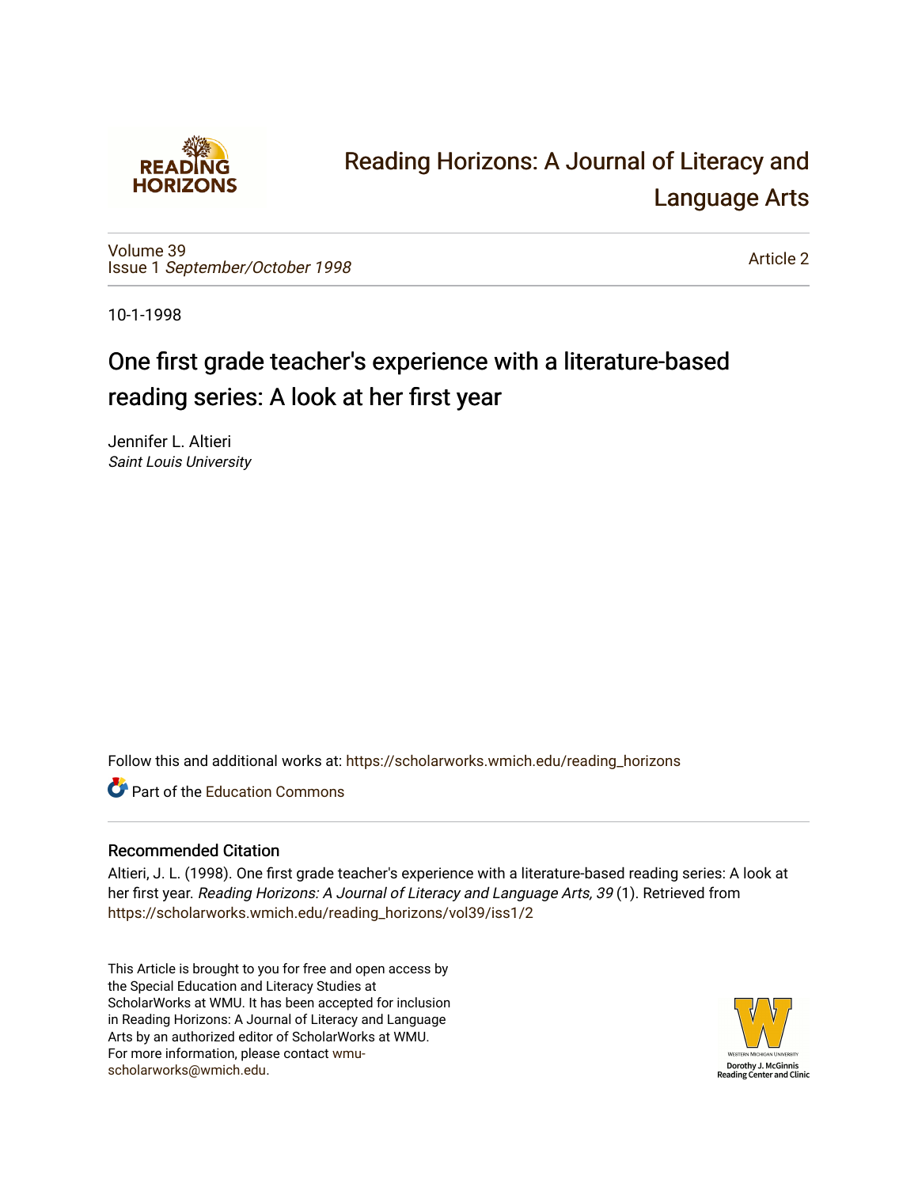# Reading Horizons: A Journal of Literacy and Language Arts

Volume 39
Issue 1 *September/October 1998*

Article 2

10-1-1998

## One first grade teacher's experience with a literature-based reading series: A look at her first year

Jennifer L. Altieri
*Saint Louis University*

Follow this and additional works at: https://scholarworks.wmich.edu/reading_horizons

Part of the Education Commons

### Recommended Citation

Altieri, J. L. (1998). One first grade teacher's experience with a literature-based reading series: A look at her first year. *Reading Horizons: A Journal of Literacy and Language Arts, 39* (1). Retrieved from https://scholarworks.wmich.edu/reading_horizons/vol39/iss1/2

This Article is brought to you for free and open access by the Special Education and Literacy Studies at ScholarWorks at WMU. It has been accepted for inclusion in Reading Horizons: A Journal of Literacy and Language Arts by an authorized editor of ScholarWorks at WMU. For more information, please contact wmu-scholarworks@wmich.edu.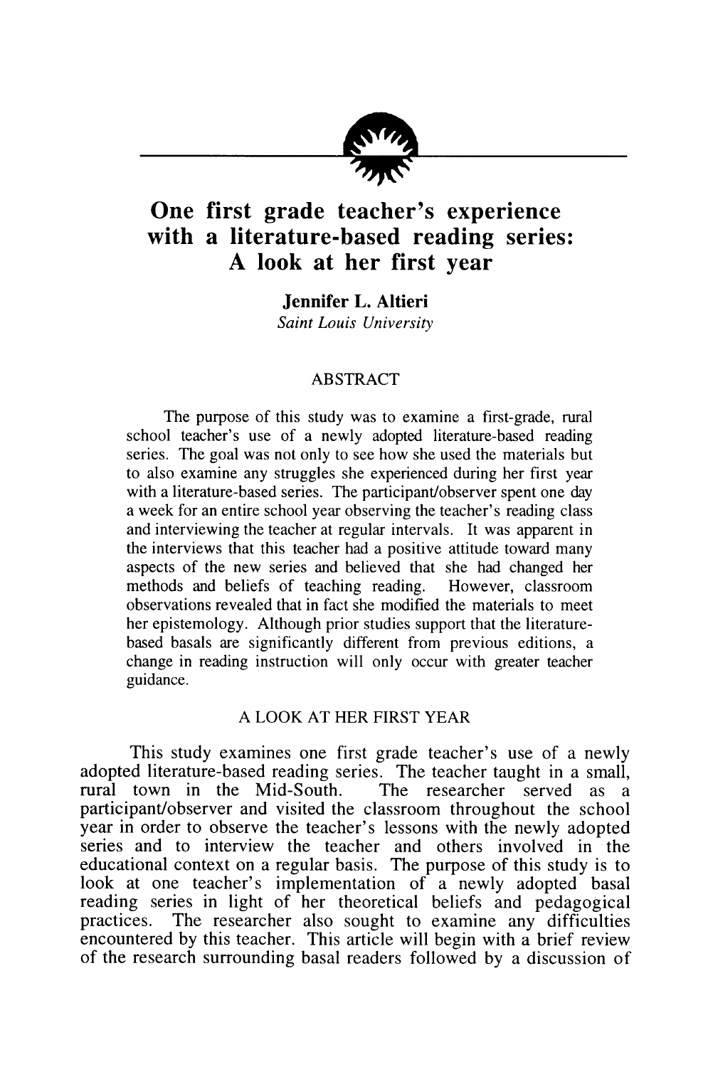// One first grade teacher's experience with a literature-based reading series: A look at her first year

**Jennifer L. Altieri**
*Saint Louis University*

## ABSTRACT

The purpose of this study was to examine a first-grade, rural school teacher's use of a newly adopted literature-based reading series. The goal was not only to see how she used the materials but to also examine any struggles she experienced during her first year with a literature-based series. The participant/observer spent one day a week for an entire school year observing the teacher's reading class and interviewing the teacher at regular intervals. It was apparent in the interviews that this teacher had a positive attitude toward many aspects of the new series and believed that she had changed her methods and beliefs of teaching reading. However, classroom observations revealed that in fact she modified the materials to meet her epistemology. Although prior studies support that the literature-based basals are significantly different from previous editions, a change in reading instruction will only occur with greater teacher guidance.

## A LOOK AT HER FIRST YEAR

This study examines one first grade teacher's use of a newly adopted literature-based reading series. The teacher taught in a small, rural town in the Mid-South. The researcher served as a participant/observer and visited the classroom throughout the school year in order to observe the teacher's lessons with the newly adopted series and to interview the teacher and others involved in the educational context on a regular basis. The purpose of this study is to look at one teacher's implementation of a newly adopted basal reading series in light of her theoretical beliefs and pedagogical practices. The researcher also sought to examine any difficulties encountered by this teacher. This article will begin with a brief review of the research surrounding basal readers followed by a discussion of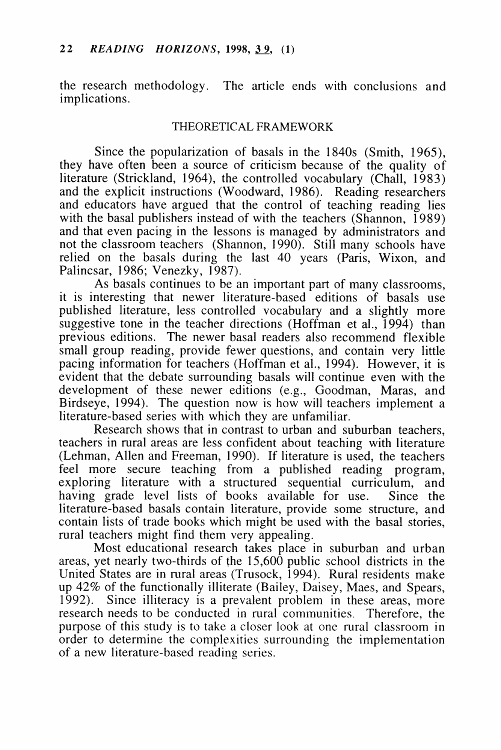the research methodology. The article ends with conclusions and implications.

## THEORETICAL FRAMEWORK

Since the popularization of basals in the 1840s (Smith, 1965), they have often been a source of criticism because of the quality of literature (Strickland, 1964), the controlled vocabulary (Chall, 1983) and the explicit instructions (Woodward, 1986). Reading researchers and educators have argued that the control of teaching reading lies with the basal publishers instead of with the teachers (Shannon, 1989) and that even pacing in the lessons is managed by administrators and not the classroom teachers (Shannon, 1990). Still many schools have relied on the basals during the last 40 years (Paris, Wixon, and Palincsar, 1986; Venezky, 1987).

As basals continues to be an important part of many classrooms, it is interesting that newer literature-based editions of basals use published literature, less controlled vocabulary and a slightly more suggestive tone in the teacher directions (Hoffman et al., 1994) than previous editions. The newer basal readers also recommend flexible small group reading, provide fewer questions, and contain very little pacing information for teachers (Hoffman et al., 1994). However, it is evident that the debate surrounding basals will continue even with the development of these newer editions (e.g., Goodman, Maras, and Birdseye, 1994). The question now is how will teachers implement a literature-based series with which they are unfamiliar.

Research shows that in contrast to urban and suburban teachers, teachers in rural areas are less confident about teaching with literature (Lehman, Allen and Freeman, 1990). If literature is used, the teachers feel more secure teaching from a published reading program, exploring literature with a structured sequential curriculum, and having grade level lists of books available for use. Since the literature-based basals contain literature, provide some structure, and contain lists of trade books which might be used with the basal stories, rural teachers might find them very appealing.

Most educational research takes place in suburban and urban areas, yet nearly two-thirds of the 15,600 public school districts in the United States are in rural areas (Trusock, 1994). Rural residents make up 42% of the functionally illiterate (Bailey, Daisey, Maes, and Spears, 1992). Since illiteracy is a prevalent problem in these areas, more research needs to be conducted in rural communities. Therefore, the purpose of this study is to take a closer look at one rural classroom in order to determine the complexities surrounding the implementation of a new literature-based reading series.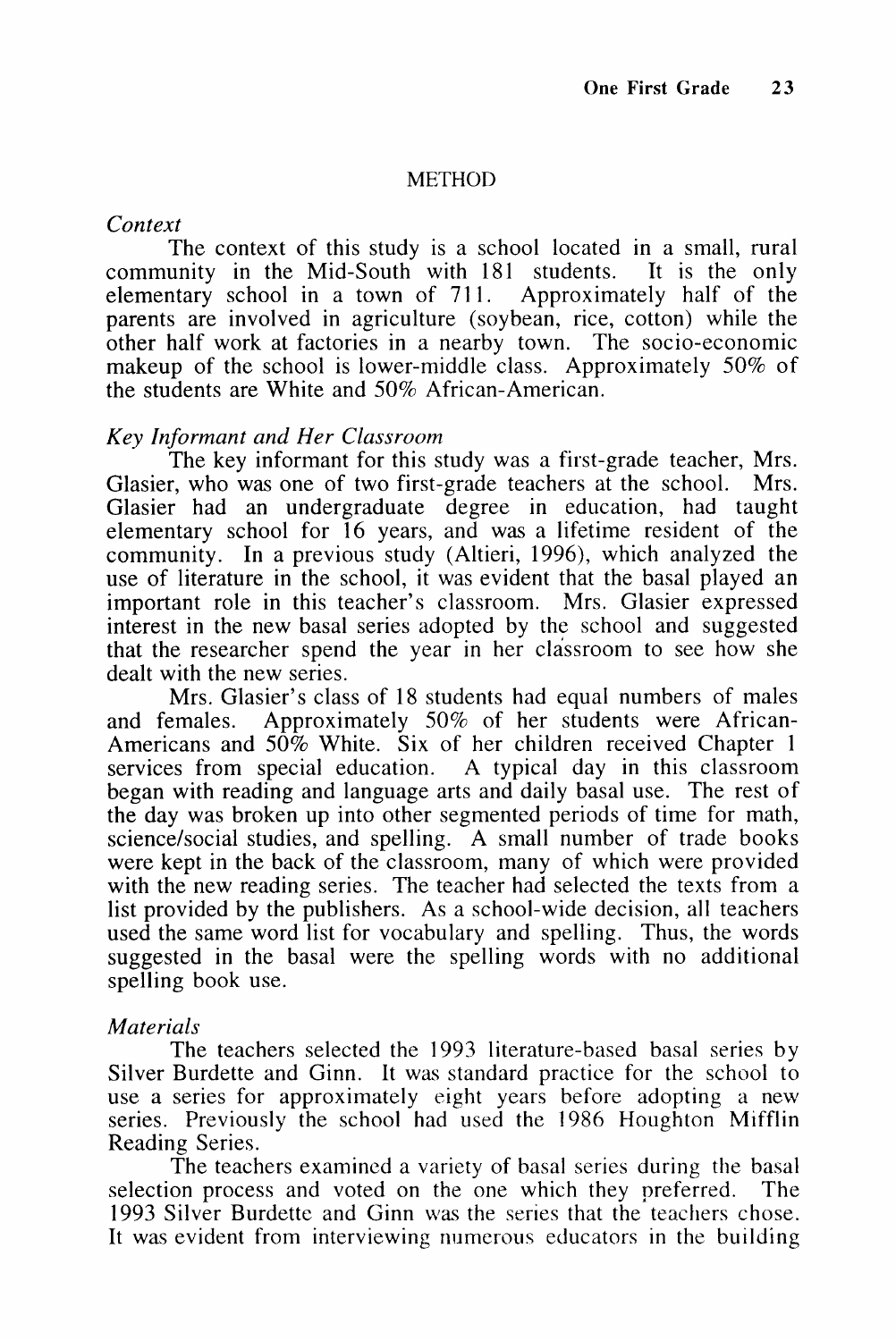## METHOD

### *Context*

The context of this study is a school located in a small, rural community in the Mid-South with 181 students. It is the only elementary school in a town of 711. Approximately half of the parents are involved in agriculture (soybean, rice, cotton) while the other half work at factories in a nearby town. The socio-economic makeup of the school is lower-middle class. Approximately 50% of the students are White and 50% African-American.

### *Key Informant and Her Classroom*

The key informant for this study was a first-grade teacher, Mrs. Glasier, who was one of two first-grade teachers at the school. Mrs. Glasier had an undergraduate degree in education, had taught elementary school for 16 years, and was a lifetime resident of the community. In a previous study (Altieri, 1996), which analyzed the use of literature in the school, it was evident that the basal played an important role in this teacher's classroom. Mrs. Glasier expressed interest in the new basal series adopted by the school and suggested that the researcher spend the year in her classroom to see how she dealt with the new series.

Mrs. Glasier's class of 18 students had equal numbers of males and females. Approximately 50% of her students were African-Americans and 50% White. Six of her children received Chapter 1 services from special education. A typical day in this classroom began with reading and language arts and daily basal use. The rest of the day was broken up into other segmented periods of time for math, science/social studies, and spelling. A small number of trade books were kept in the back of the classroom, many of which were provided with the new reading series. The teacher had selected the texts from a list provided by the publishers. As a school-wide decision, all teachers used the same word list for vocabulary and spelling. Thus, the words suggested in the basal were the spelling words with no additional spelling book use.

### *Materials*

The teachers selected the 1993 literature-based basal series by Silver Burdette and Ginn. It was standard practice for the school to use a series for approximately eight years before adopting a new series. Previously the school had used the 1986 Houghton Mifflin Reading Series.

The teachers examined a variety of basal series during the basal selection process and voted on the one which they preferred. The 1993 Silver Burdette and Ginn was the series that the teachers chose. It was evident from interviewing numerous educators in the building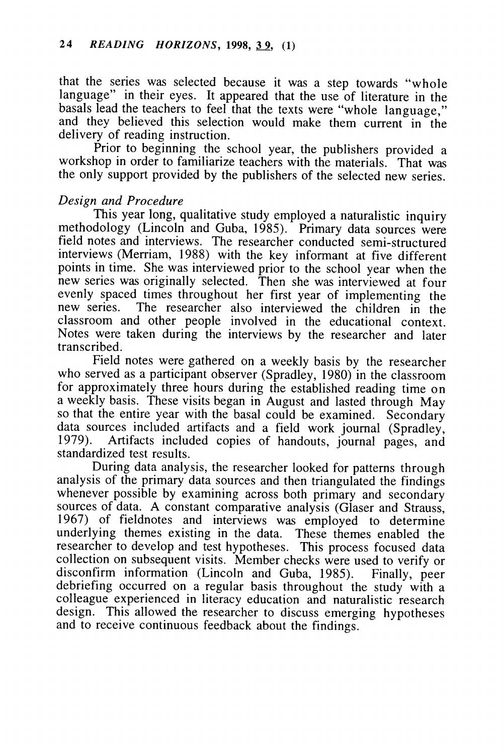that the series was selected because it was a step towards "whole language" in their eyes. It appeared that the use of literature in the basals lead the teachers to feel that the texts were "whole language," and they believed this selection would make them current in the delivery of reading instruction.

Prior to beginning the school year, the publishers provided a workshop in order to familiarize teachers with the materials. That was the only support provided by the publishers of the selected new series.

*Design and Procedure*

This year long, qualitative study employed a naturalistic inquiry methodology (Lincoln and Guba, 1985). Primary data sources were field notes and interviews. The researcher conducted semi-structured interviews (Merriam, 1988) with the key informant at five different points in time. She was interviewed prior to the school year when the new series was originally selected. Then she was interviewed at four evenly spaced times throughout her first year of implementing the new series. The researcher also interviewed the children in the classroom and other people involved in the educational context. Notes were taken during the interviews by the researcher and later transcribed.

Field notes were gathered on a weekly basis by the researcher who served as a participant observer (Spradley, 1980) in the classroom for approximately three hours during the established reading time on a weekly basis. These visits began in August and lasted through May so that the entire year with the basal could be examined. Secondary data sources included artifacts and a field work journal (Spradley, 1979). Artifacts included copies of handouts, journal pages, and standardized test results.

During data analysis, the researcher looked for patterns through analysis of the primary data sources and then triangulated the findings whenever possible by examining across both primary and secondary sources of data. A constant comparative analysis (Glaser and Strauss, 1967) of fieldnotes and interviews was employed to determine underlying themes existing in the data. These themes enabled the researcher to develop and test hypotheses. This process focused data collection on subsequent visits. Member checks were used to verify or disconfirm information (Lincoln and Guba, 1985). Finally, peer debriefing occurred on a regular basis throughout the study with a colleague experienced in literacy education and naturalistic research design. This allowed the researcher to discuss emerging hypotheses and to receive continuous feedback about the findings.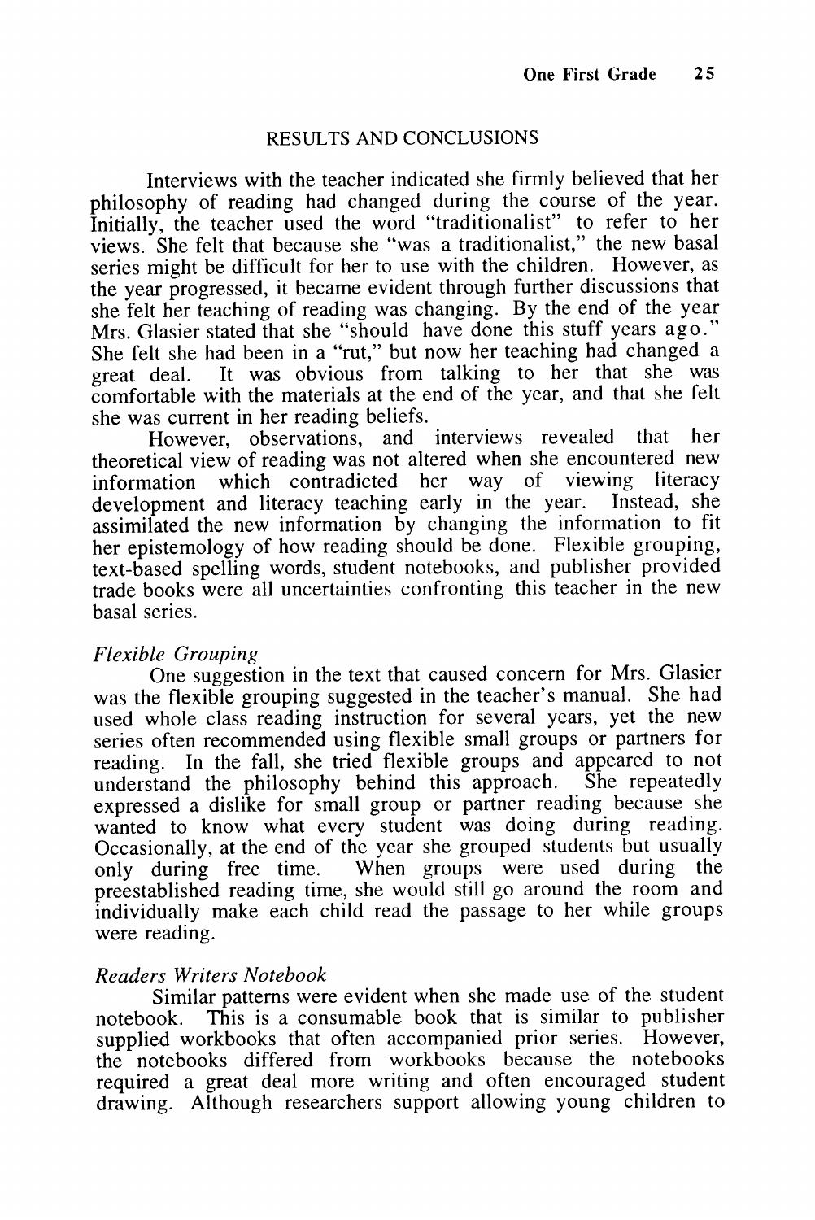## RESULTS AND CONCLUSIONS

Interviews with the teacher indicated she firmly believed that her philosophy of reading had changed during the course of the year. Initially, the teacher used the word "traditionalist" to refer to her views. She felt that because she "was a traditionalist," the new basal series might be difficult for her to use with the children. However, as the year progressed, it became evident through further discussions that she felt her teaching of reading was changing. By the end of the year Mrs. Glasier stated that she "should have done this stuff years ago." She felt she had been in a "rut," but now her teaching had changed a great deal. It was obvious from talking to her that she was comfortable with the materials at the end of the year, and that she felt she was current in her reading beliefs.

However, observations, and interviews revealed that her theoretical view of reading was not altered when she encountered new information which contradicted her way of viewing literacy development and literacy teaching early in the year. Instead, she assimilated the new information by changing the information to fit her epistemology of how reading should be done. Flexible grouping, text-based spelling words, student notebooks, and publisher provided trade books were all uncertainties confronting this teacher in the new basal series.

### *Flexible Grouping*

One suggestion in the text that caused concern for Mrs. Glasier was the flexible grouping suggested in the teacher's manual. She had used whole class reading instruction for several years, yet the new series often recommended using flexible small groups or partners for reading. In the fall, she tried flexible groups and appeared to not understand the philosophy behind this approach. She repeatedly expressed a dislike for small group or partner reading because she wanted to know what every student was doing during reading. Occasionally, at the end of the year she grouped students but usually only during free time. When groups were used during the preestablished reading time, she would still go around the room and individually make each child read the passage to her while groups were reading.

### *Readers Writers Notebook*

Similar patterns were evident when she made use of the student notebook. This is a consumable book that is similar to publisher supplied workbooks that often accompanied prior series. However, the notebooks differed from workbooks because the notebooks required a great deal more writing and often encouraged student drawing. Although researchers support allowing young children to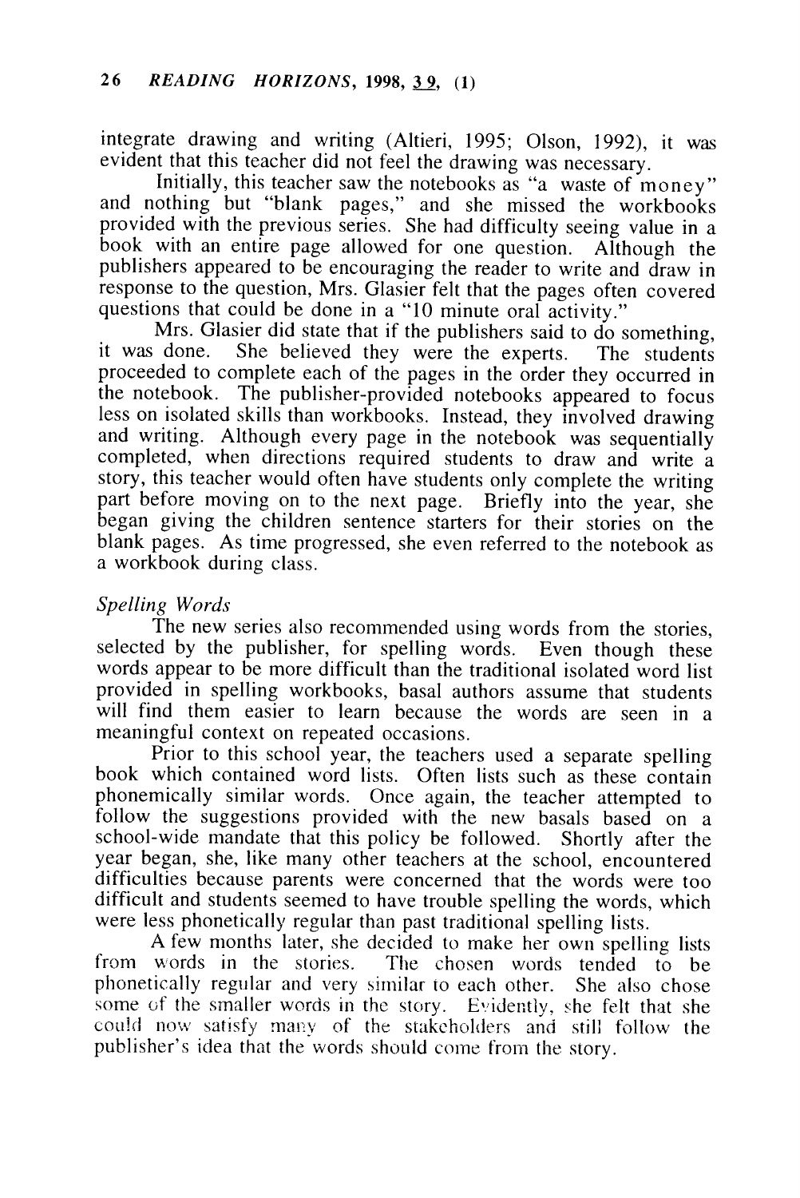integrate drawing and writing (Altieri, 1995; Olson, 1992), it was evident that this teacher did not feel the drawing was necessary.

Initially, this teacher saw the notebooks as "a waste of money" and nothing but "blank pages," and she missed the workbooks provided with the previous series. She had difficulty seeing value in a book with an entire page allowed for one question. Although the publishers appeared to be encouraging the reader to write and draw in response to the question, Mrs. Glasier felt that the pages often covered questions that could be done in a "10 minute oral activity."

Mrs. Glasier did state that if the publishers said to do something, it was done. She believed they were the experts. The students proceeded to complete each of the pages in the order they occurred in the notebook. The publisher-provided notebooks appeared to focus less on isolated skills than workbooks. Instead, they involved drawing and writing. Although every page in the notebook was sequentially completed, when directions required students to draw and write a story, this teacher would often have students only complete the writing part before moving on to the next page. Briefly into the year, she began giving the children sentence starters for their stories on the blank pages. As time progressed, she even referred to the notebook as a workbook during class.

*Spelling Words*

The new series also recommended using words from the stories, selected by the publisher, for spelling words. Even though these words appear to be more difficult than the traditional isolated word list provided in spelling workbooks, basal authors assume that students will find them easier to learn because the words are seen in a meaningful context on repeated occasions.

Prior to this school year, the teachers used a separate spelling book which contained word lists. Often lists such as these contain phonemically similar words. Once again, the teacher attempted to follow the suggestions provided with the new basals based on a school-wide mandate that this policy be followed. Shortly after the year began, she, like many other teachers at the school, encountered difficulties because parents were concerned that the words were too difficult and students seemed to have trouble spelling the words, which were less phonetically regular than past traditional spelling lists.

A few months later, she decided to make her own spelling lists from words in the stories. The chosen words tended to be phonetically regular and very similar to each other. She also chose some of the smaller words in the story. Evidently, she felt that she could now satisfy many of the stakeholders and still follow the publisher's idea that the words should come from the story.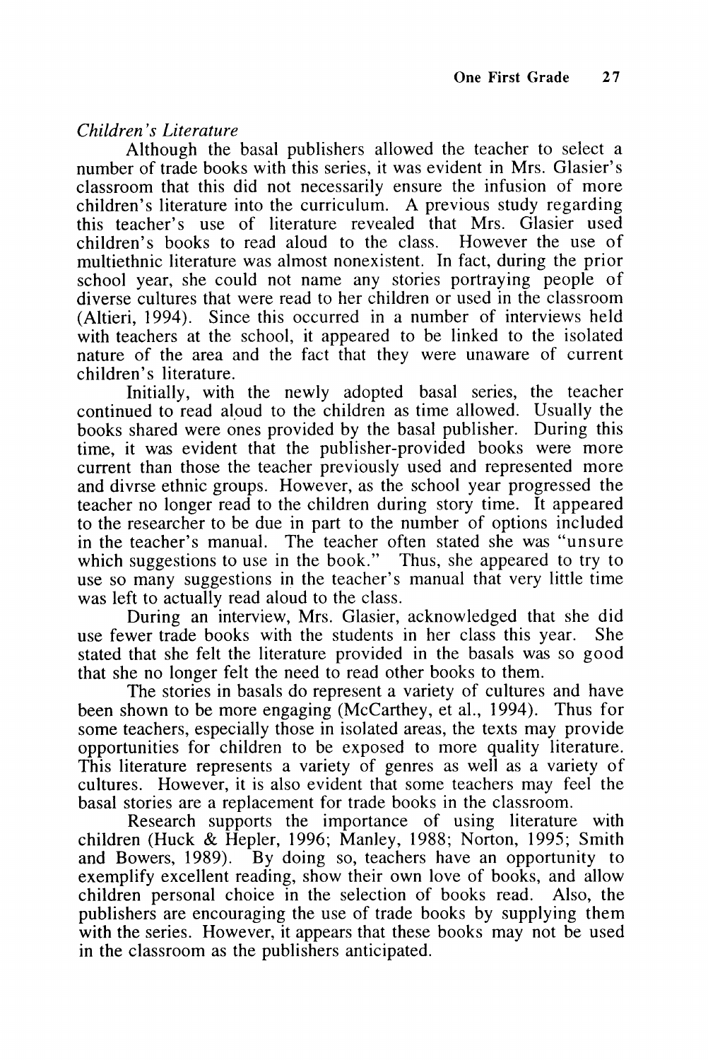*Children's Literature*

Although the basal publishers allowed the teacher to select a number of trade books with this series, it was evident in Mrs. Glasier's classroom that this did not necessarily ensure the infusion of more children's literature into the curriculum. A previous study regarding this teacher's use of literature revealed that Mrs. Glasier used children's books to read aloud to the class. However the use of multiethnic literature was almost nonexistent. In fact, during the prior school year, she could not name any stories portraying people of diverse cultures that were read to her children or used in the classroom (Altieri, 1994). Since this occurred in a number of interviews held with teachers at the school, it appeared to be linked to the isolated nature of the area and the fact that they were unaware of current children's literature.

Initially, with the newly adopted basal series, the teacher continued to read aloud to the children as time allowed. Usually the books shared were ones provided by the basal publisher. During this time, it was evident that the publisher-provided books were more current than those the teacher previously used and represented more and divrse ethnic groups. However, as the school year progressed the teacher no longer read to the children during story time. It appeared to the researcher to be due in part to the number of options included in the teacher's manual. The teacher often stated she was "unsure which suggestions to use in the book." Thus, she appeared to try to use so many suggestions in the teacher's manual that very little time was left to actually read aloud to the class.

During an interview, Mrs. Glasier, acknowledged that she did use fewer trade books with the students in her class this year. She stated that she felt the literature provided in the basals was so good that she no longer felt the need to read other books to them.

The stories in basals do represent a variety of cultures and have been shown to be more engaging (McCarthey, et al., 1994). Thus for some teachers, especially those in isolated areas, the texts may provide opportunities for children to be exposed to more quality literature. This literature represents a variety of genres as well as a variety of cultures. However, it is also evident that some teachers may feel the basal stories are a replacement for trade books in the classroom.

Research supports the importance of using literature with children (Huck & Hepler, 1996; Manley, 1988; Norton, 1995; Smith and Bowers, 1989). By doing so, teachers have an opportunity to exemplify excellent reading, show their own love of books, and allow children personal choice in the selection of books read. Also, the publishers are encouraging the use of trade books by supplying them with the series. However, it appears that these books may not be used in the classroom as the publishers anticipated.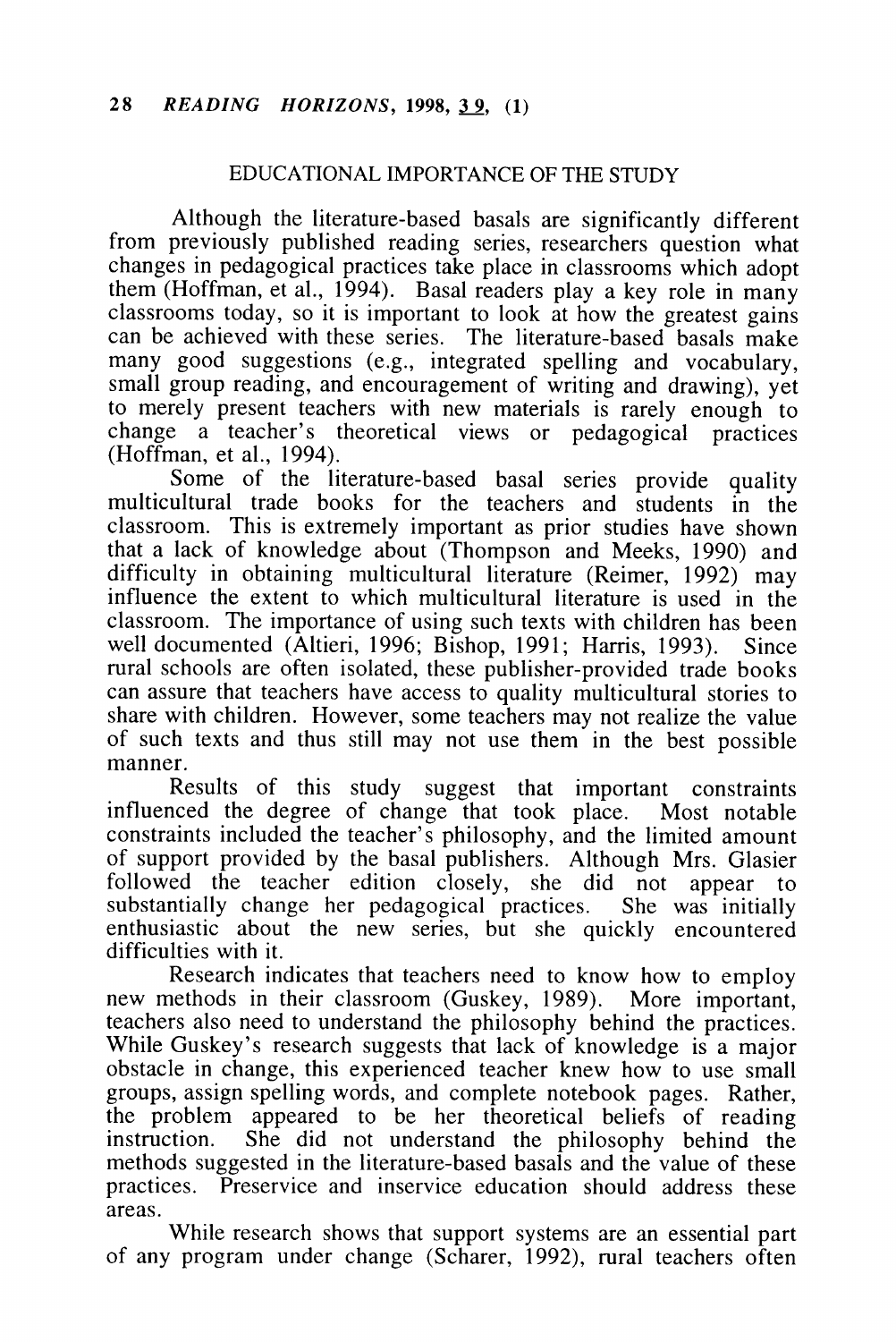## EDUCATIONAL IMPORTANCE OF THE STUDY

Although the literature-based basals are significantly different from previously published reading series, researchers question what changes in pedagogical practices take place in classrooms which adopt them (Hoffman, et al., 1994). Basal readers play a key role in many classrooms today, so it is important to look at how the greatest gains can be achieved with these series. The literature-based basals make many good suggestions (e.g., integrated spelling and vocabulary, small group reading, and encouragement of writing and drawing), yet to merely present teachers with new materials is rarely enough to change a teacher's theoretical views or pedagogical practices (Hoffman, et al., 1994).

Some of the literature-based basal series provide quality multicultural trade books for the teachers and students in the classroom. This is extremely important as prior studies have shown that a lack of knowledge about (Thompson and Meeks, 1990) and difficulty in obtaining multicultural literature (Reimer, 1992) may influence the extent to which multicultural literature is used in the classroom. The importance of using such texts with children has been well documented (Altieri, 1996; Bishop, 1991; Harris, 1993). Since rural schools are often isolated, these publisher-provided trade books can assure that teachers have access to quality multicultural stories to share with children. However, some teachers may not realize the value of such texts and thus still may not use them in the best possible manner.

Results of this study suggest that important constraints influenced the degree of change that took place. Most notable constraints included the teacher's philosophy, and the limited amount of support provided by the basal publishers. Although Mrs. Glasier followed the teacher edition closely, she did not appear to substantially change her pedagogical practices. She was initially enthusiastic about the new series, but she quickly encountered difficulties with it.

Research indicates that teachers need to know how to employ new methods in their classroom (Guskey, 1989). More important, teachers also need to understand the philosophy behind the practices. While Guskey's research suggests that lack of knowledge is a major obstacle in change, this experienced teacher knew how to use small groups, assign spelling words, and complete notebook pages. Rather, the problem appeared to be her theoretical beliefs of reading instruction. She did not understand the philosophy behind the methods suggested in the literature-based basals and the value of these practices. Preservice and inservice education should address these areas.

While research shows that support systems are an essential part of any program under change (Scharer, 1992), rural teachers often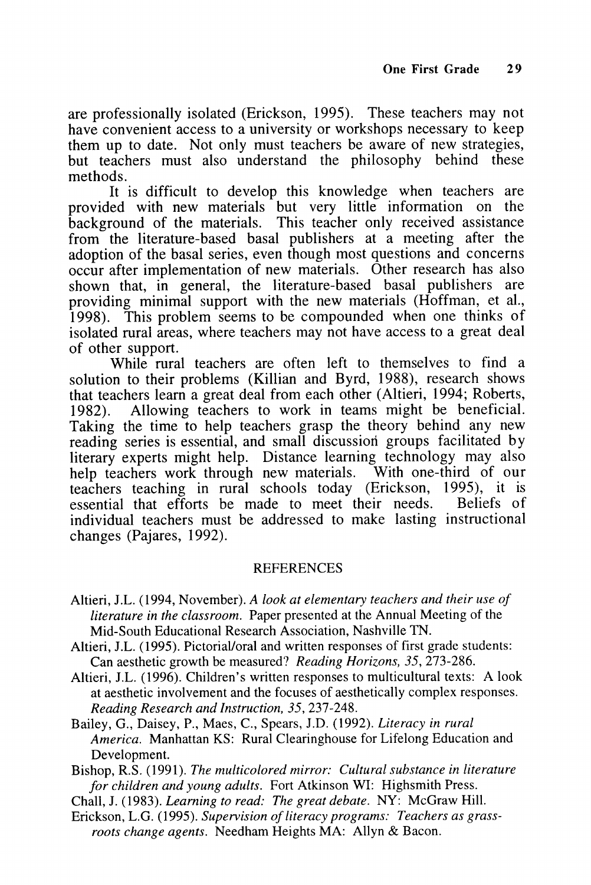are professionally isolated (Erickson, 1995). These teachers may not have convenient access to a university or workshops necessary to keep them up to date. Not only must teachers be aware of new strategies, but teachers must also understand the philosophy behind these methods.

It is difficult to develop this knowledge when teachers are provided with new materials but very little information on the background of the materials. This teacher only received assistance from the literature-based basal publishers at a meeting after the adoption of the basal series, even though most questions and concerns occur after implementation of new materials. Other research has also shown that, in general, the literature-based basal publishers are providing minimal support with the new materials (Hoffman, et al., 1998). This problem seems to be compounded when one thinks of isolated rural areas, where teachers may not have access to a great deal of other support.

While rural teachers are often left to themselves to find a solution to their problems (Killian and Byrd, 1988), research shows that teachers learn a great deal from each other (Altieri, 1994; Roberts, 1982). Allowing teachers to work in teams might be beneficial. Taking the time to help teachers grasp the theory behind any new reading series is essential, and small discussion groups facilitated by literary experts might help. Distance learning technology may also help teachers work through new materials. With one-third of our teachers teaching in rural schools today (Erickson, 1995), it is essential that efforts be made to meet their needs. Beliefs of individual teachers must be addressed to make lasting instructional changes (Pajares, 1992).

## REFERENCES

Altieri, J.L. (1994, November). *A look at elementary teachers and their use of literature in the classroom.* Paper presented at the Annual Meeting of the Mid-South Educational Research Association, Nashville TN.

Altieri, J.L. (1995). Pictorial/oral and written responses of first grade students: Can aesthetic growth be measured? *Reading Horizons, 35*, 273-286.

Altieri, J.L. (1996). Children's written responses to multicultural texts: A look at aesthetic involvement and the focuses of aesthetically complex responses. *Reading Research and Instruction, 35*, 237-248.

Bailey, G., Daisey, P., Maes, C., Spears, J.D. (1992). *Literacy in rural America.* Manhattan KS: Rural Clearinghouse for Lifelong Education and Development.

Bishop, R.S. (1991). *The multicolored mirror: Cultural substance in literature for children and young adults.* Fort Atkinson WI: Highsmith Press.

Chall, J. (1983). *Learning to read: The great debate.* NY: McGraw Hill.

Erickson, L.G. (1995). *Supervision of literacy programs: Teachers as grass-roots change agents.* Needham Heights MA: Allyn & Bacon.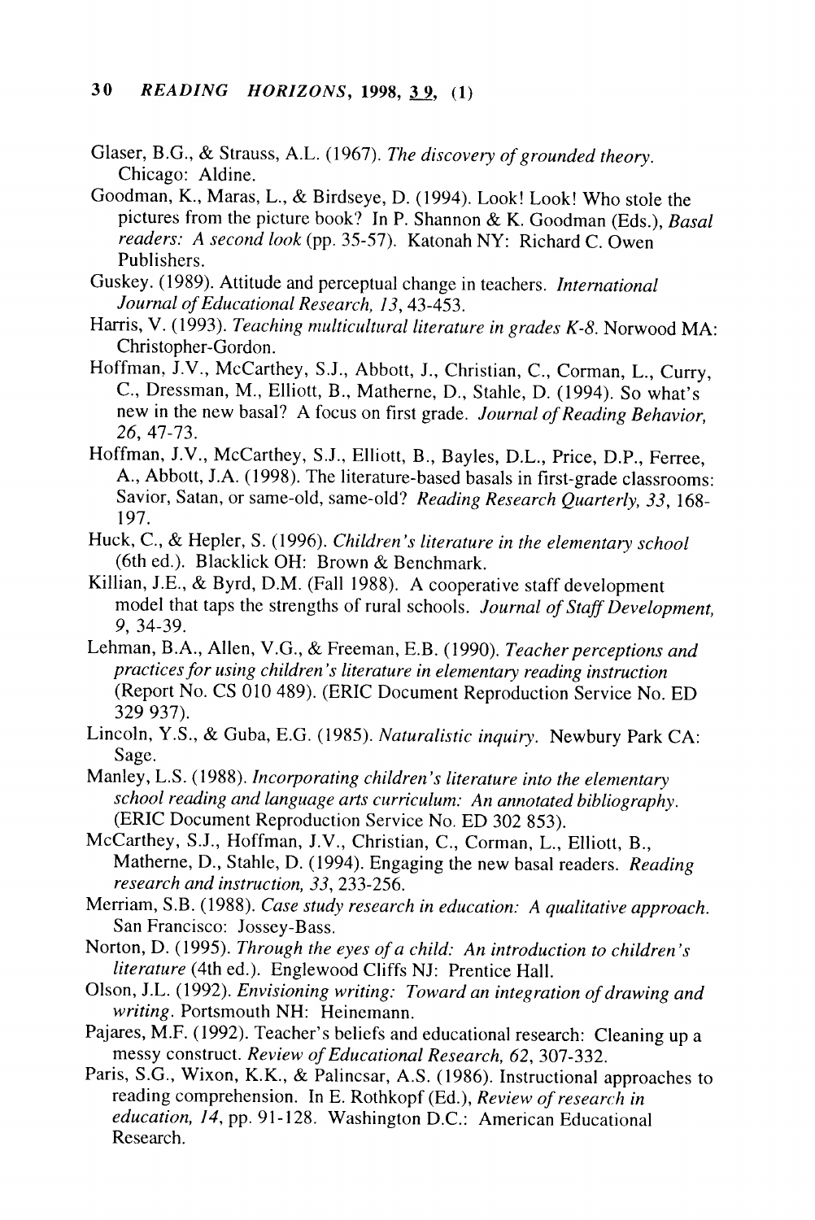Glaser, B.G., & Strauss, A.L. (1967). *The discovery of grounded theory.* Chicago: Aldine.

Goodman, K., Maras, L., & Birdseye, D. (1994). Look! Look! Who stole the pictures from the picture book? In P. Shannon & K. Goodman (Eds.), *Basal readers: A second look* (pp. 35-57). Katonah NY: Richard C. Owen Publishers.

Guskey. (1989). Attitude and perceptual change in teachers. *International Journal of Educational Research, 13*, 43-453.

Harris, V. (1993). *Teaching multicultural literature in grades K-8.* Norwood MA: Christopher-Gordon.

Hoffman, J.V., McCarthey, S.J., Abbott, J., Christian, C., Corman, L., Curry, C., Dressman, M., Elliott, B., Matherne, D., Stahle, D. (1994). So what's new in the new basal? A focus on first grade. *Journal of Reading Behavior, 26*, 47-73.

Hoffman, J.V., McCarthey, S.J., Elliott, B., Bayles, D.L., Price, D.P., Ferree, A., Abbott, J.A. (1998). The literature-based basals in first-grade classrooms: Savior, Satan, or same-old, same-old? *Reading Research Quarterly, 33*, 168-197.

Huck, C., & Hepler, S. (1996). *Children's literature in the elementary school* (6th ed.). Blacklick OH: Brown & Benchmark.

Killian, J.E., & Byrd, D.M. (Fall 1988). A cooperative staff development model that taps the strengths of rural schools. *Journal of Staff Development, 9*, 34-39.

Lehman, B.A., Allen, V.G., & Freeman, E.B. (1990). *Teacher perceptions and practices for using children's literature in elementary reading instruction* (Report No. CS 010 489). (ERIC Document Reproduction Service No. ED 329 937).

Lincoln, Y.S., & Guba, E.G. (1985). *Naturalistic inquiry.* Newbury Park CA: Sage.

Manley, L.S. (1988). *Incorporating children's literature into the elementary school reading and language arts curriculum: An annotated bibliography.* (ERIC Document Reproduction Service No. ED 302 853).

McCarthey, S.J., Hoffman, J.V., Christian, C., Corman, L., Elliott, B., Matherne, D., Stahle, D. (1994). Engaging the new basal readers. *Reading research and instruction, 33*, 233-256.

Merriam, S.B. (1988). *Case study research in education: A qualitative approach.* San Francisco: Jossey-Bass.

Norton, D. (1995). *Through the eyes of a child: An introduction to children's literature* (4th ed.). Englewood Cliffs NJ: Prentice Hall.

Olson, J.L. (1992). *Envisioning writing: Toward an integration of drawing and writing.* Portsmouth NH: Heinemann.

Pajares, M.F. (1992). Teacher's beliefs and educational research: Cleaning up a messy construct. *Review of Educational Research, 62*, 307-332.

Paris, S.G., Wixon, K.K., & Palincsar, A.S. (1986). Instructional approaches to reading comprehension. In E. Rothkopf (Ed.), *Review of research in education, 14*, pp. 91-128. Washington D.C.: American Educational Research.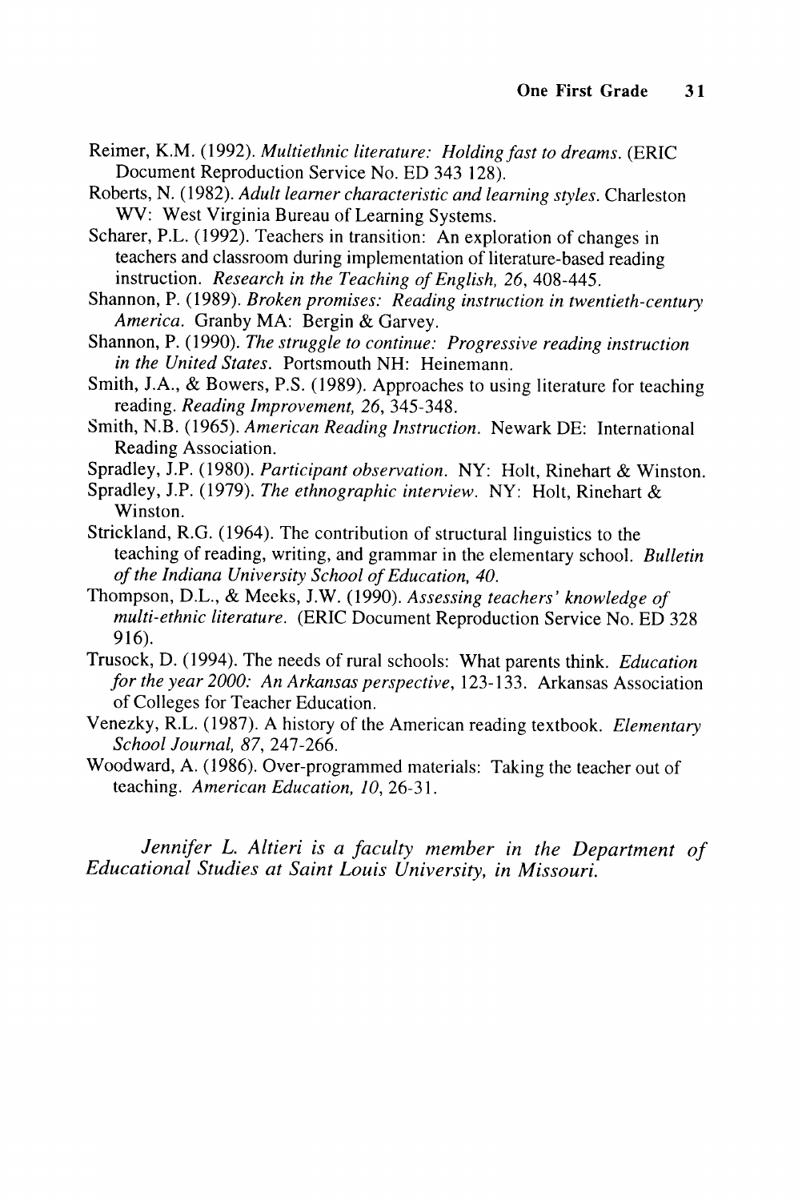Reimer, K.M. (1992). *Multiethnic literature: Holding fast to dreams.* (ERIC Document Reproduction Service No. ED 343 128).

Roberts, N. (1982). *Adult learner characteristic and learning styles.* Charleston WV: West Virginia Bureau of Learning Systems.

Scharer, P.L. (1992). Teachers in transition: An exploration of changes in teachers and classroom during implementation of literature-based reading instruction. *Research in the Teaching of English, 26*, 408-445.

Shannon, P. (1989). *Broken promises: Reading instruction in twentieth-century America.* Granby MA: Bergin & Garvey.

Shannon, P. (1990). *The struggle to continue: Progressive reading instruction in the United States.* Portsmouth NH: Heinemann.

Smith, J.A., & Bowers, P.S. (1989). Approaches to using literature for teaching reading. *Reading Improvement, 26*, 345-348.

Smith, N.B. (1965). *American Reading Instruction.* Newark DE: International Reading Association.

Spradley, J.P. (1980). *Participant observation.* NY: Holt, Rinehart & Winston.

Spradley, J.P. (1979). *The ethnographic interview.* NY: Holt, Rinehart & Winston.

Strickland, R.G. (1964). The contribution of structural linguistics to the teaching of reading, writing, and grammar in the elementary school. *Bulletin of the Indiana University School of Education, 40.*

Thompson, D.L., & Meeks, J.W. (1990). *Assessing teachers' knowledge of multi-ethnic literature.* (ERIC Document Reproduction Service No. ED 328 916).

Trusock, D. (1994). The needs of rural schools: What parents think. *Education for the year 2000: An Arkansas perspective*, 123-133. Arkansas Association of Colleges for Teacher Education.

Venezky, R.L. (1987). A history of the American reading textbook. *Elementary School Journal, 87*, 247-266.

Woodward, A. (1986). Over-programmed materials: Taking the teacher out of teaching. *American Education, 10*, 26-31.

*Jennifer L. Altieri is a faculty member in the Department of Educational Studies at Saint Louis University, in Missouri.*